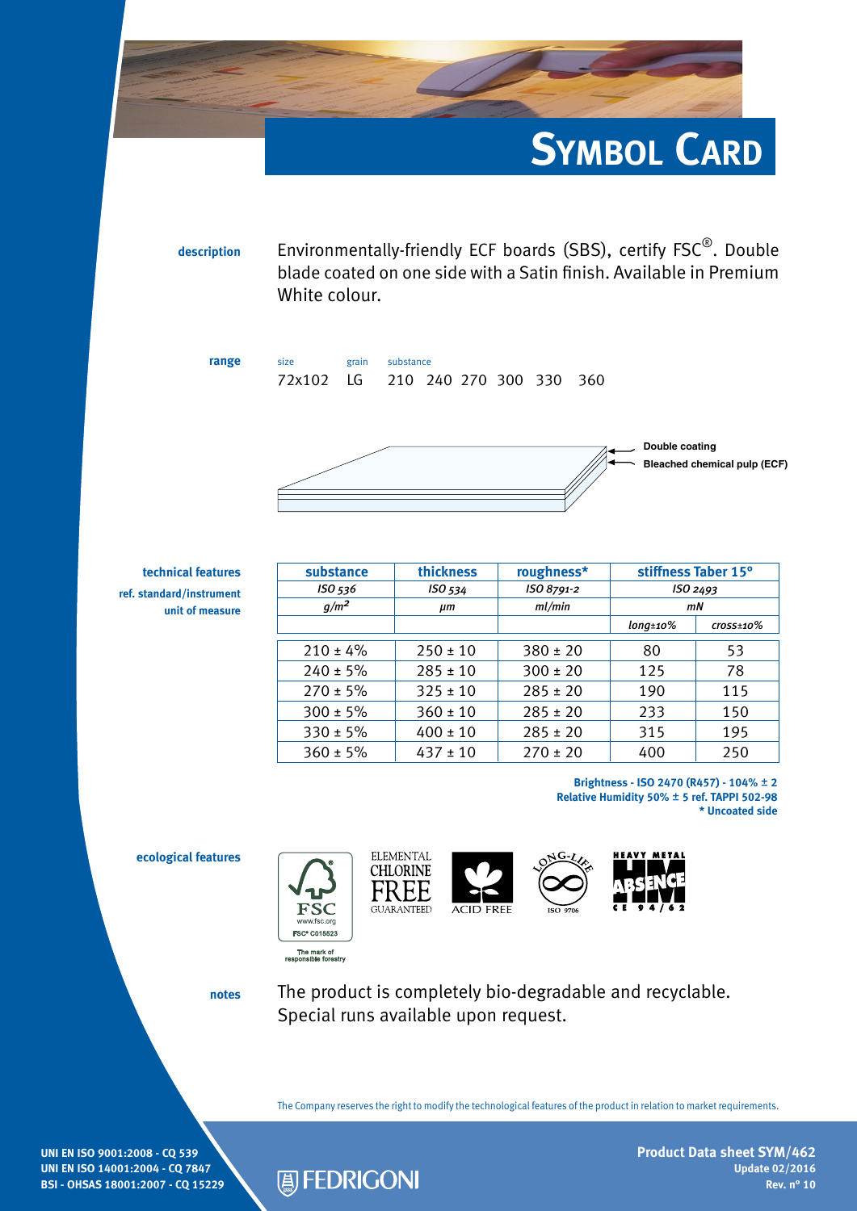# Symbol Card

**description**

Environmentally-friendly ECF boards (SBS), certify FSC®. Double blade coated on one side with a Satin finish. Available in Premium White colour.

**range**

| size | grain | substance |
|---|---|---|
| 72x102 | LG | 210 240 270 300 330 360 |

Double coating

Bleached chemical pulp (ECF)

**technical features**

| | substance | thickness | roughness* | stiffness Taber 15° | |
|---|---|---|---|---|---|
| ref. standard/instrument | ISO 536 | ISO 534 | ISO 8791-2 | ISO 2493 | |
| unit of measure | $g/m^2$ | µm | ml/min | mN | |
| | | | | long±10% | cross±10% |
| | 210 ± 4% | 250 ± 10 | 380 ± 20 | 80 | 53 |
| | 240 ± 5% | 285 ± 10 | 300 ± 20 | 125 | 78 |
| | 270 ± 5% | 325 ± 10 | 285 ± 20 | 190 | 115 |
| | 300 ± 5% | 360 ± 10 | 285 ± 20 | 233 | 150 |
| | 330 ± 5% | 400 ± 10 | 285 ± 20 | 315 | 195 |
| | 360 ± 5% | 437 ± 10 | 270 ± 20 | 400 | 250 |

**Brightness - ISO 2470 (R457) - 104% ± 2**
**Relative Humidity 50% ± 5 ref. TAPPI 502-98**
*** Uncoated side**

**ecological features**

FSC www.fsc.org FSC® C015523 — The mark of responsible forestry

ELEMENTAL CHLORINE FREE GUARANTEED

ACID FREE

LONG-LIFE ISO 9706

HEAVY METAL ABSENCE CE 94/62

**notes**

The product is completely bio-degradable and recyclable.
Special runs available upon request.

The Company reserves the right to modify the technological features of the product in relation to market requirements.

UNI EN ISO 9001:2008 - CQ 539
UNI EN ISO 14001:2004 - CQ 7847
BSI - OHSAS 18001:2007 - CQ 15229

FEDRIGONI

**Product Data sheet SYM/462**
**Update 02/2016**
**Rev. n° 10**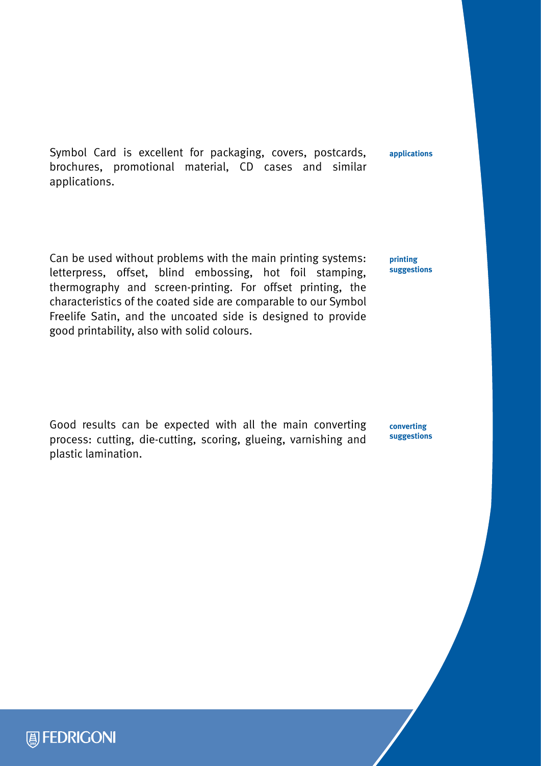**applications**

Symbol Card is excellent for packaging, covers, postcards, brochures, promotional material, CD cases and similar applications.

**printing suggestions**

Can be used without problems with the main printing systems: letterpress, offset, blind embossing, hot foil stamping, thermography and screen-printing. For offset printing, the characteristics of the coated side are comparable to our Symbol Freelife Satin, and the uncoated side is designed to provide good printability, also with solid colours.

**converting suggestions**

Good results can be expected with all the main converting process: cutting, die-cutting, scoring, glueing, varnishing and plastic lamination.

FEDRIGONI